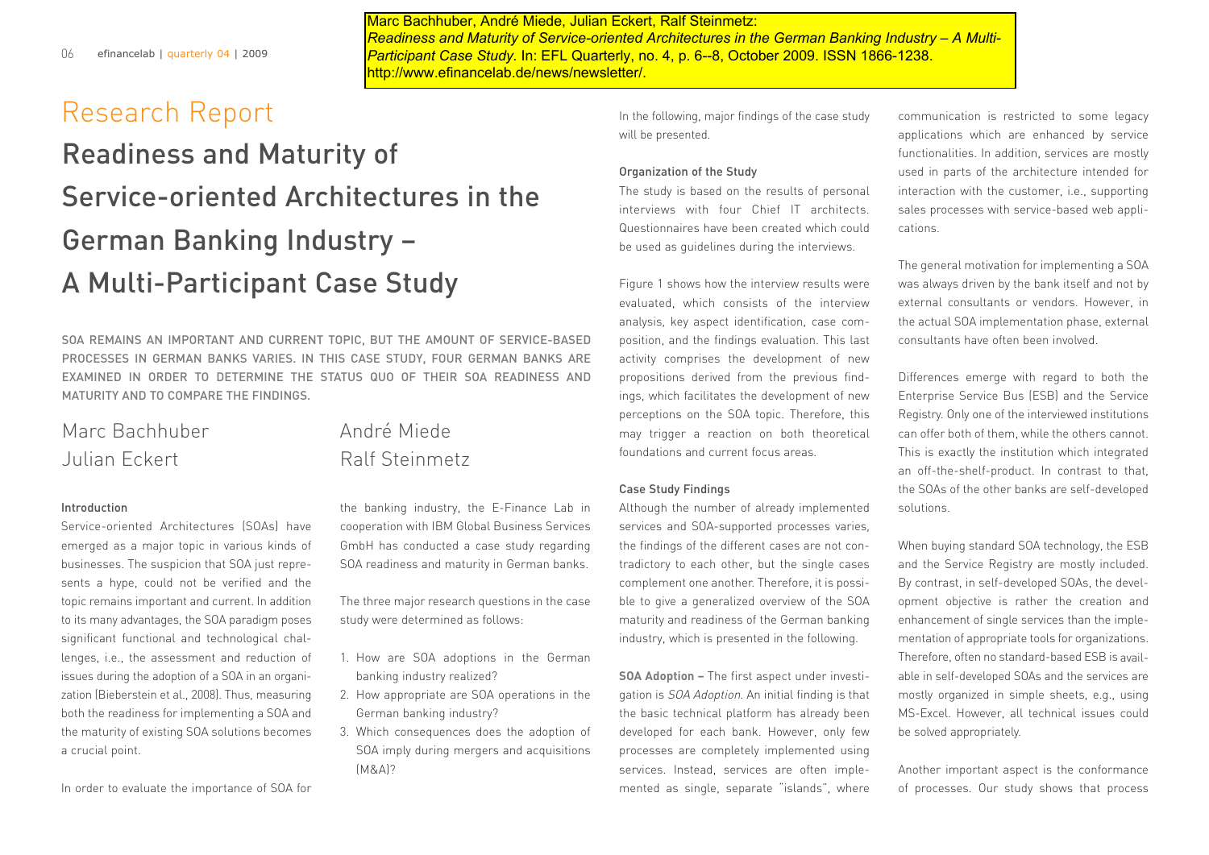Marc Bachhuber, André Miede, Julian Eckert, Ralf Steinmetz:
*Readiness and Maturity of Service-oriented Architectures in the German Banking Industry – A Multi-Participant Case Study.* In: EFL Quarterly, no. 4, p. 6--8, October 2009. ISSN 1866-1238. http://www.efinancelab.de/news/newsletter/.

# Research Report

## Readiness and Maturity of Service-oriented Architectures in the German Banking Industry – A Multi-Participant Case Study

SOA REMAINS AN IMPORTANT AND CURRENT TOPIC, BUT THE AMOUNT OF SERVICE-BASED PROCESSES IN GERMAN BANKS VARIES. IN THIS CASE STUDY, FOUR GERMAN BANKS ARE EXAMINED IN ORDER TO DETERMINE THE STATUS QUO OF THEIR SOA READINESS AND MATURITY AND TO COMPARE THE FINDINGS.

Marc Bachhuber
Julian Eckert
André Miede
Ralf Steinmetz

### Introduction

Service-oriented Architectures (SOAs) have emerged as a major topic in various kinds of businesses. The suspicion that SOA just represents a hype, could not be verified and the topic remains important and current. In addition to its many advantages, the SOA paradigm poses significant functional and technological challenges, i.e., the assessment and reduction of issues during the adoption of a SOA in an organization (Bieberstein et al., 2008). Thus, measuring both the readiness for implementing a SOA and the maturity of existing SOA solutions becomes a crucial point.

In order to evaluate the importance of SOA for the banking industry, the E-Finance Lab in cooperation with IBM Global Business Services GmbH has conducted a case study regarding SOA readiness and maturity in German banks.

The three major research questions in the case study were determined as follows:

1. How are SOA adoptions in the German banking industry realized?
2. How appropriate are SOA operations in the German banking industry?
3. Which consequences does the adoption of SOA imply during mergers and acquisitions (M&A)?

In the following, major findings of the case study will be presented.

### Organization of the Study

The study is based on the results of personal interviews with four Chief IT architects. Questionnaires have been created which could be used as guidelines during the interviews.

Figure 1 shows how the interview results were evaluated, which consists of the interview analysis, key aspect identification, case composition, and the findings evaluation. This last activity comprises the development of new propositions derived from the previous findings, which facilitates the development of new perceptions on the SOA topic. Therefore, this may trigger a reaction on both theoretical foundations and current focus areas.

### Case Study Findings

Although the number of already implemented services and SOA-supported processes varies, the findings of the different cases are not contradictory to each other, but the single cases complement one another. Therefore, it is possible to give a generalized overview of the SOA maturity and readiness of the German banking industry, which is presented in the following.

**SOA Adoption –** The first aspect under investigation is *SOA Adoption*. An initial finding is that the basic technical platform has already been developed for each bank. However, only few processes are completely implemented using services. Instead, services are often implemented as single, separate "islands", where communication is restricted to some legacy applications which are enhanced by service functionalities. In addition, services are mostly used in parts of the architecture intended for interaction with the customer, i.e., supporting sales processes with service-based web applications.

The general motivation for implementing a SOA was always driven by the bank itself and not by external consultants or vendors. However, in the actual SOA implementation phase, external consultants have often been involved.

Differences emerge with regard to both the Enterprise Service Bus (ESB) and the Service Registry. Only one of the interviewed institutions can offer both of them, while the others cannot. This is exactly the institution which integrated an off-the-shelf-product. In contrast to that, the SOAs of the other banks are self-developed solutions.

When buying standard SOA technology, the ESB and the Service Registry are mostly included. By contrast, in self-developed SOAs, the development objective is rather the creation and enhancement of single services than the implementation of appropriate tools for organizations. Therefore, often no standard-based ESB is available in self-developed SOAs and the services are mostly organized in simple sheets, e.g., using MS-Excel. However, all technical issues could be solved appropriately.

Another important aspect is the conformance of processes. Our study shows that process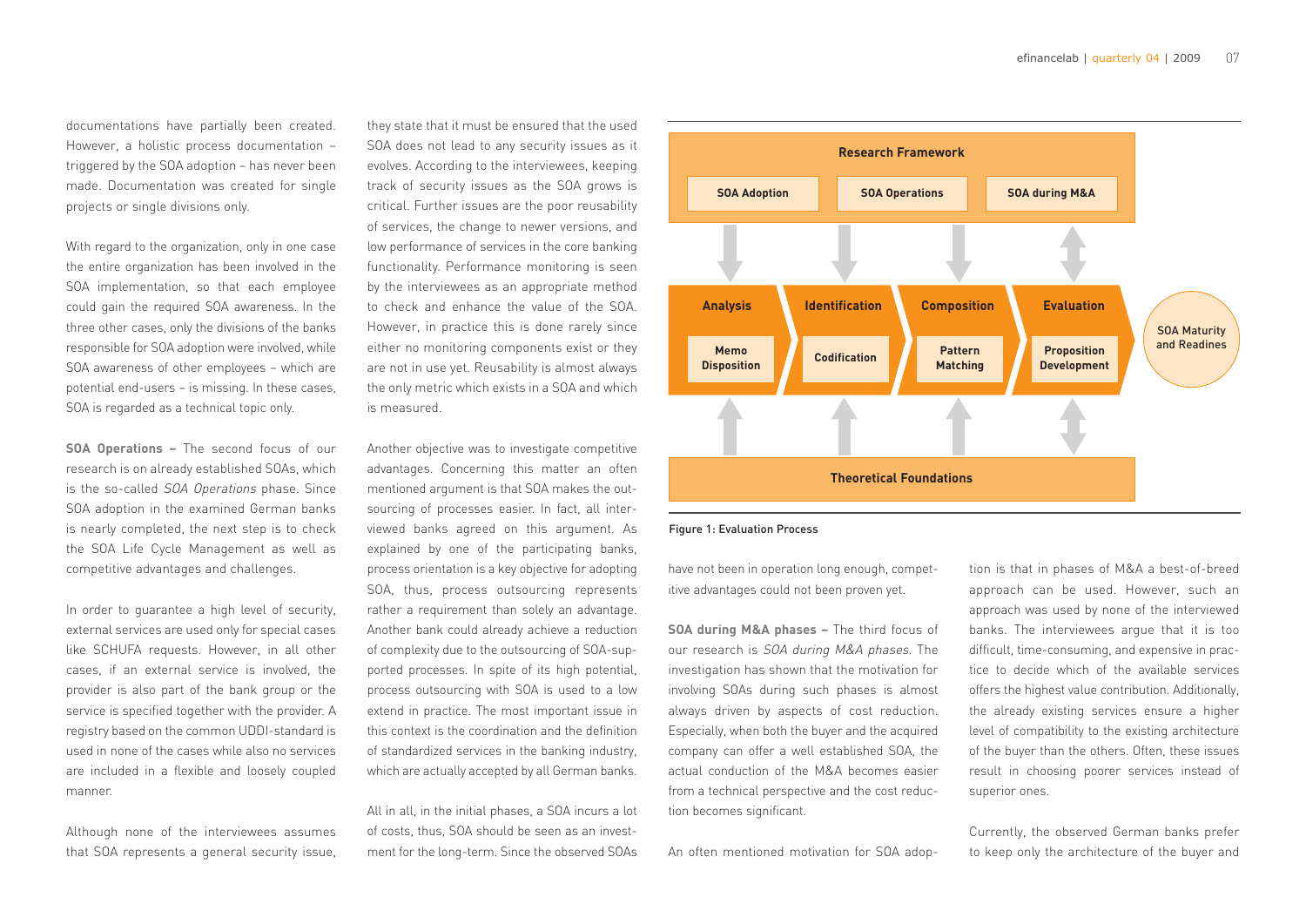documentations have partially been created. However, a holistic process documentation – triggered by the SOA adoption – has never been made. Documentation was created for single projects or single divisions only.

With regard to the organization, only in one case the entire organization has been involved in the SOA implementation, so that each employee could gain the required SOA awareness. In the three other cases, only the divisions of the banks responsible for SOA adoption were involved, while SOA awareness of other employees – which are potential end-users – is missing. In these cases, SOA is regarded as a technical topic only.

**SOA Operations –** The second focus of our research is on already established SOAs, which is the so-called *SOA Operations* phase. Since SOA adoption in the examined German banks is nearly completed, the next step is to check the SOA Life Cycle Management as well as competitive advantages and challenges.

In order to guarantee a high level of security, external services are used only for special cases like SCHUFA requests. However, in all other cases, if an external service is involved, the provider is also part of the bank group or the service is specified together with the provider. A registry based on the common UDDI-standard is used in none of the cases while also no services are included in a flexible and loosely coupled manner.

Although none of the interviewees assumes that SOA represents a general security issue, they state that it must be ensured that the used SOA does not lead to any security issues as it evolves. According to the interviewees, keeping track of security issues as the SOA grows is critical. Further issues are the poor reusability of services, the change to newer versions, and low performance of services in the core banking functionality. Performance monitoring is seen by the interviewees as an appropriate method to check and enhance the value of the SOA. However, in practice this is done rarely since either no monitoring components exist or they are not in use yet. Reusability is almost always the only metric which exists in a SOA and which is measured.

Another objective was to investigate competitive advantages. Concerning this matter an often mentioned argument is that SOA makes the outsourcing of processes easier. In fact, all interviewed banks agreed on this argument. As explained by one of the participating banks, process orientation is a key objective for adopting SOA, thus, process outsourcing represents rather a requirement than solely an advantage. Another bank could already achieve a reduction of complexity due to the outsourcing of SOA-supported processes. In spite of its high potential, process outsourcing with SOA is used to a low extend in practice. The most important issue in this context is the coordination and the definition of standardized services in the banking industry, which are actually accepted by all German banks.

All in all, in the initial phases, a SOA incurs a lot of costs, thus, SOA should be seen as an investment for the long-term. Since the observed SOAs have not been in operation long enough, competitive advantages could not been proven yet.

Research Framework: SOA Adoption | SOA Operations | SOA during M&A

Analysis (Memo Disposition) → Identification (Codification) → Composition (Pattern Matching) → Evaluation (Proposition Development) → SOA Maturity and Readines

Theoretical Foundations

Figure 1: Evaluation Process

**SOA during M&A phases –** The third focus of our research is *SOA during M&A phases*. The investigation has shown that the motivation for involving SOAs during such phases is almost always driven by aspects of cost reduction. Especially, when both the buyer and the acquired company can offer a well established SOA, the actual conduction of the M&A becomes easier from a technical perspective and the cost reduction becomes significant.

An often mentioned motivation for SOA adoption is that in phases of M&A a best-of-breed approach can be used. However, such an approach was used by none of the interviewed banks. The interviewees argue that it is too difficult, time-consuming, and expensive in practice to decide which of the available services offers the highest value contribution. Additionally, the already existing services ensure a higher level of compatibility to the existing architecture of the buyer than the others. Often, these issues result in choosing poorer services instead of superior ones.

Currently, the observed German banks prefer to keep only the architecture of the buyer and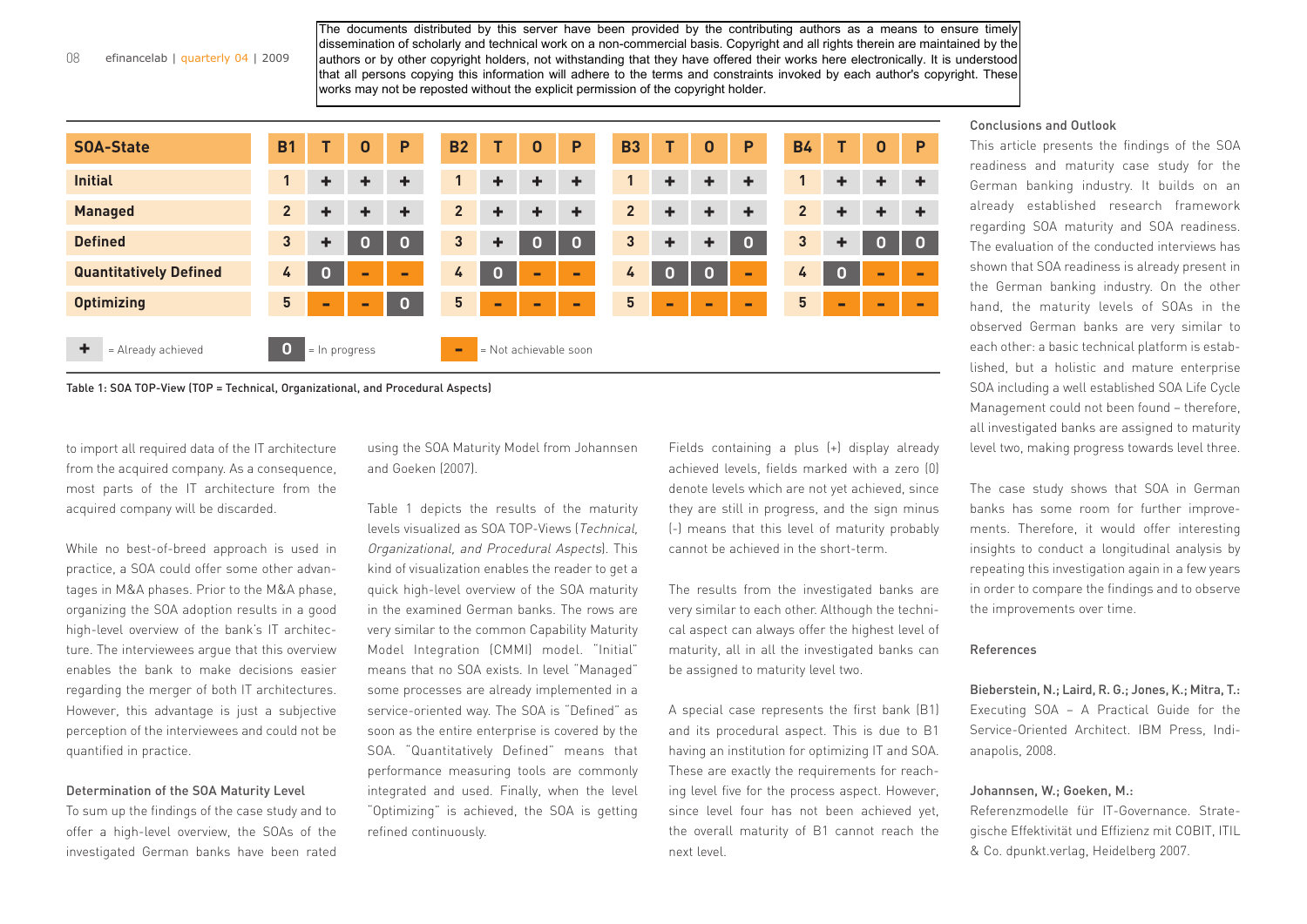The documents distributed by this server have been provided by the contributing authors as a means to ensure timely dissemination of scholarly and technical work on a non-commercial basis. Copyright and all rights therein are maintained by the authors or by other copyright holders, not withstanding that they have offered their works here electronically. It is understood that all persons copying this information will adhere to the terms and constraints invoked by each author's copyright. These works may not be reposted without the explicit permission of the copyright holder.

| SOA-State | B1 | T | O | P | B2 | T | O | P | B3 | T | O | P | B4 | T | O | P |
|---|---|---|---|---|---|---|---|---|---|---|---|---|---|---|---|---|
| Initial | 1 | + | + | + | 1 | + | + | + | 1 | + | + | + | 1 | + | + | + |
| Managed | 2 | + | + | + | 2 | + | + | + | 2 | + | + | + | 2 | + | + | + |
| Defined | 3 | + | 0 | 0 | 3 | + | 0 | 0 | 3 | + | + | 0 | 3 | + | 0 | 0 |
| Quantitatively Defined | 4 | 0 | - | - | 4 | 0 | - | - | 4 | 0 | 0 | - | 4 | 0 | - | - |
| Optimizing | 5 | - | - | 0 | 5 | - | - | - | 5 | - | - | - | 5 | - | - | - |

+ = Already achieved   0 = In progress   - = Not achievable soon

Table 1: SOA TOP-View (TOP = Technical, Organizational, and Procedural Aspects)

to import all required data of the IT architecture from the acquired company. As a consequence, most parts of the IT architecture from the acquired company will be discarded.

While no best-of-breed approach is used in practice, a SOA could offer some other advantages in M&A phases. Prior to the M&A phase, organizing the SOA adoption results in a good high-level overview of the bank's IT architecture. The interviewees argue that this overview enables the bank to make decisions easier regarding the merger of both IT architectures. However, this advantage is just a subjective perception of the interviewees and could not be quantified in practice.

### Determination of the SOA Maturity Level

To sum up the findings of the case study and to offer a high-level overview, the SOAs of the investigated German banks have been rated using the SOA Maturity Model from Johannsen and Goeken (2007).

Table 1 depicts the results of the maturity levels visualized as SOA TOP-Views (*Technical, Organizational, and Procedural Aspects*). This kind of visualization enables the reader to get a quick high-level overview of the SOA maturity in the examined German banks. The rows are very similar to the common Capability Maturity Model Integration (CMMI) model. "Initial" means that no SOA exists. In level "Managed" some processes are already implemented in a service-oriented way. The SOA is "Defined" as soon as the entire enterprise is covered by the SOA. "Quantitatively Defined" means that performance measuring tools are commonly integrated and used. Finally, when the level "Optimizing" is achieved, the SOA is getting refined continuously.

Fields containing a plus (+) display already achieved levels, fields marked with a zero (0) denote levels which are not yet achieved, since they are still in progress, and the sign minus (-) means that this level of maturity probably cannot be achieved in the short-term.

The results from the investigated banks are very similar to each other. Although the technical aspect can always offer the highest level of maturity, all in all the investigated banks can be assigned to maturity level two.

A special case represents the first bank (B1) and its procedural aspect. This is due to B1 having an institution for optimizing IT and SOA. These are exactly the requirements for reaching level five for the process aspect. However, since level four has not been achieved yet, the overall maturity of B1 cannot reach the next level.

### Conclusions and Outlook

This article presents the findings of the SOA readiness and maturity case study for the German banking industry. It builds on an already established research framework regarding SOA maturity and SOA readiness. The evaluation of the conducted interviews has shown that SOA readiness is already present in the German banking industry. On the other hand, the maturity levels of SOAs in the observed German banks are very similar to each other: a basic technical platform is established, but a holistic and mature enterprise SOA including a well established SOA Life Cycle Management could not been found – therefore, all investigated banks are assigned to maturity level two, making progress towards level three.

The case study shows that SOA in German banks has some room for further improvements. Therefore, it would offer interesting insights to conduct a longitudinal analysis by repeating this investigation again in a few years in order to compare the findings and to observe the improvements over time.

### References

**Bieberstein, N.; Laird, R. G.; Jones, K.; Mitra, T.:** Executing SOA – A Practical Guide for the Service-Oriented Architect. IBM Press, Indianapolis, 2008.

**Johannsen, W.; Goeken, M.:** Referenzmodelle für IT-Governance. Strategische Effektivität und Effizienz mit COBIT, ITIL & Co. dpunkt.verlag, Heidelberg 2007.